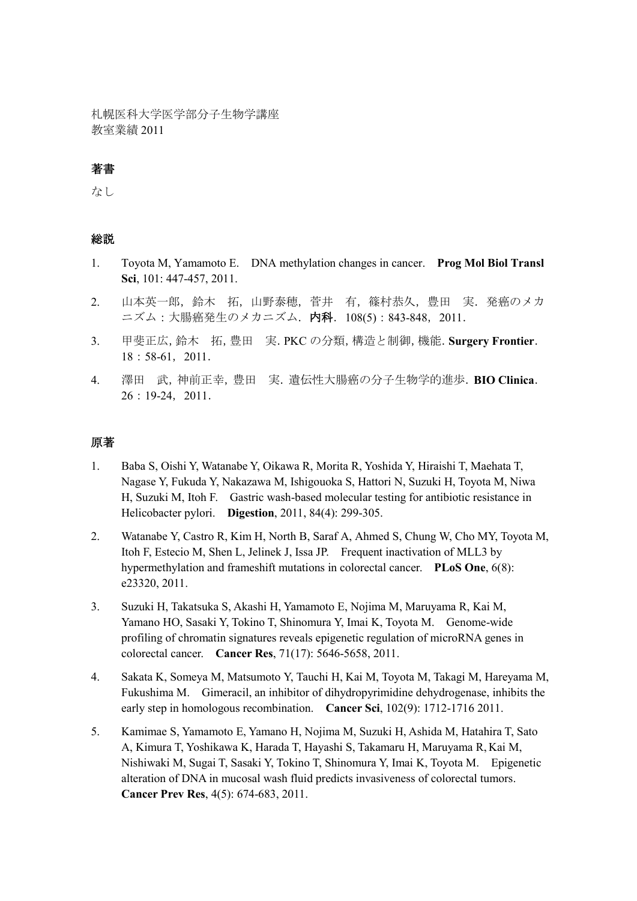札幌医科大学医学部分子生物学講座
教室業績 2011

## 著書

なし

## 総説

1. Toyota M, Yamamoto E. DNA methylation changes in cancer. **Prog Mol Biol Transl Sci**, 101: 447-457, 2011.
2. 山本英一郎，鈴木　拓，山野泰穂，菅井　有，篠村恭久，豊田　実．発癌のメカニズム：大腸癌発生のメカニズム．**内科**．108(5)：843-848，2011．
3. 甲斐正広, 鈴木　拓, 豊田　実. PKC の分類, 構造と制御, 機能. **Surgery Frontier**. 18：58-61，2011．
4. 澤田　武, 神前正幸, 豊田　実. 遺伝性大腸癌の分子生物学的進歩. **BIO Clinica**. 26：19-24，2011．

## 原著

1. Baba S, Oishi Y, Watanabe Y, Oikawa R, Morita R, Yoshida Y, Hiraishi T, Maehata T, Nagase Y, Fukuda Y, Nakazawa M, Ishigouoka S, Hattori N, Suzuki H, Toyota M, Niwa H, Suzuki M, Itoh F. Gastric wash-based molecular testing for antibiotic resistance in Helicobacter pylori. **Digestion**, 2011, 84(4): 299-305.
2. Watanabe Y, Castro R, Kim H, North B, Saraf A, Ahmed S, Chung W, Cho MY, Toyota M, Itoh F, Estecio M, Shen L, Jelinek J, Issa JP. Frequent inactivation of MLL3 by hypermethylation and frameshift mutations in colorectal cancer. **PLoS One**, 6(8): e23320, 2011.
3. Suzuki H, Takatsuka S, Akashi H, Yamamoto E, Nojima M, Maruyama R, Kai M, Yamano HO, Sasaki Y, Tokino T, Shinomura Y, Imai K, Toyota M. Genome-wide profiling of chromatin signatures reveals epigenetic regulation of microRNA genes in colorectal cancer. **Cancer Res**, 71(17): 5646-5658, 2011.
4. Sakata K, Someya M, Matsumoto Y, Tauchi H, Kai M, Toyota M, Takagi M, Hareyama M, Fukushima M. Gimeracil, an inhibitor of dihydropyrimidine dehydrogenase, inhibits the early step in homologous recombination. **Cancer Sci**, 102(9): 1712-1716 2011.
5. Kamimae S, Yamamoto E, Yamano H, Nojima M, Suzuki H, Ashida M, Hatahira T, Sato A, Kimura T, Yoshikawa K, Harada T, Hayashi S, Takamaru H, Maruyama R, Kai M, Nishiwaki M, Sugai T, Sasaki Y, Tokino T, Shinomura Y, Imai K, Toyota M. Epigenetic alteration of DNA in mucosal wash fluid predicts invasiveness of colorectal tumors. **Cancer Prev Res**, 4(5): 674-683, 2011.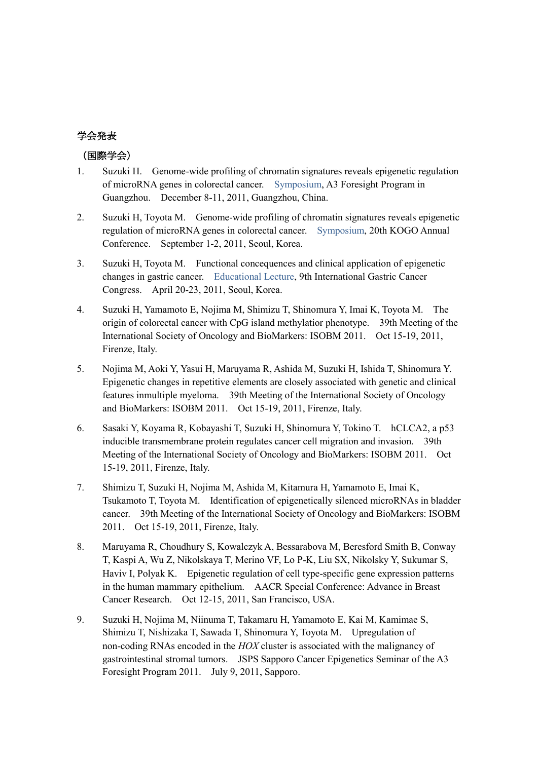## 学会発表

### （国際学会）

1. Suzuki H.　Genome-wide profiling of chromatin signatures reveals epigenetic regulation of microRNA genes in colorectal cancer.　Symposium, A3 Foresight Program in Guangzhou.　December 8-11, 2011, Guangzhou, China.

2. Suzuki H, Toyota M.　Genome-wide profiling of chromatin signatures reveals epigenetic regulation of microRNA genes in colorectal cancer.　Symposium, 20th KOGO Annual Conference.　September 1-2, 2011, Seoul, Korea.

3. Suzuki H, Toyota M.　Functional concequences and clinical application of epigenetic changes in gastric cancer.　Educational Lecture, 9th International Gastric Cancer Congress.　April 20-23, 2011, Seoul, Korea.

4. Suzuki H, Yamamoto E, Nojima M, Shimizu T, Shinomura Y, Imai K, Toyota M.　The origin of colorectal cancer with CpG island methylatior phenotype.　39th Meeting of the International Society of Oncology and BioMarkers: ISOBM 2011.　Oct 15-19, 2011, Firenze, Italy.

5. Nojima M, Aoki Y, Yasui H, Maruyama R, Ashida M, Suzuki H, Ishida T, Shinomura Y. Epigenetic changes in repetitive elements are closely associated with genetic and clinical features inmultiple myeloma.　39th Meeting of the International Society of Oncology and BioMarkers: ISOBM 2011.　Oct 15-19, 2011, Firenze, Italy.

6. Sasaki Y, Koyama R, Kobayashi T, Suzuki H, Shinomura Y, Tokino T.　hCLCA2, a p53 inducible transmembrane protein regulates cancer cell migration and invasion.　39th Meeting of the International Society of Oncology and BioMarkers: ISOBM 2011.　Oct 15-19, 2011, Firenze, Italy.

7. Shimizu T, Suzuki H, Nojima M, Ashida M, Kitamura H, Yamamoto E, Imai K, Tsukamoto T, Toyota M.　Identification of epigenetically silenced microRNAs in bladder cancer.　39th Meeting of the International Society of Oncology and BioMarkers: ISOBM 2011.　Oct 15-19, 2011, Firenze, Italy.

8. Maruyama R, Choudhury S, Kowalczyk A, Bessarabova M, Beresford Smith B, Conway T, Kaspi A, Wu Z, Nikolskaya T, Merino VF, Lo P-K, Liu SX, Nikolsky Y, Sukumar S, Haviv I, Polyak K.　Epigenetic regulation of cell type-specific gene expression patterns in the human mammary epithelium.　AACR Special Conference: Advance in Breast Cancer Research.　Oct 12-15, 2011, San Francisco, USA.

9. Suzuki H, Nojima M, Niinuma T, Takamaru H, Yamamoto E, Kai M, Kamimae S, Shimizu T, Nishizaka T, Sawada T, Shinomura Y, Toyota M.　Upregulation of non-coding RNAs encoded in the *HOX* cluster is associated with the malignancy of gastrointestinal stromal tumors.　JSPS Sapporo Cancer Epigenetics Seminar of the A3 Foresight Program 2011.　July 9, 2011, Sapporo.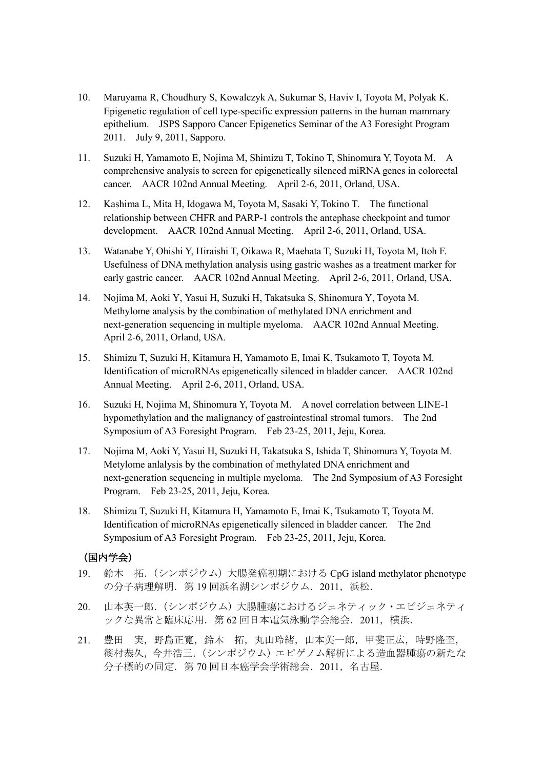10. Maruyama R, Choudhury S, Kowalczyk A, Sukumar S, Haviv I, Toyota M, Polyak K. Epigenetic regulation of cell type-specific expression patterns in the human mammary epithelium.　JSPS Sapporo Cancer Epigenetics Seminar of the A3 Foresight Program 2011.　July 9, 2011, Sapporo.

11. Suzuki H, Yamamoto E, Nojima M, Shimizu T, Tokino T, Shinomura Y, Toyota M.　A comprehensive analysis to screen for epigenetically silenced miRNA genes in colorectal cancer.　AACR 102nd Annual Meeting.　April 2-6, 2011, Orland, USA.

12. Kashima L, Mita H, Idogawa M, Toyota M, Sasaki Y, Tokino T.　The functional relationship between CHFR and PARP-1 controls the antephase checkpoint and tumor development.　AACR 102nd Annual Meeting.　April 2-6, 2011, Orland, USA.

13. Watanabe Y, Ohishi Y, Hiraishi T, Oikawa R, Maehata T, Suzuki H, Toyota M, Itoh F. Usefulness of DNA methylation analysis using gastric washes as a treatment marker for early gastric cancer.　AACR 102nd Annual Meeting.　April 2-6, 2011, Orland, USA.

14. Nojima M, Aoki Y, Yasui H, Suzuki H, Takatsuka S, Shinomura Y, Toyota M. Methylome analysis by the combination of methylated DNA enrichment and next-generation sequencing in multiple myeloma.　AACR 102nd Annual Meeting. April 2-6, 2011, Orland, USA.

15. Shimizu T, Suzuki H, Kitamura H, Yamamoto E, Imai K, Tsukamoto T, Toyota M. Identification of microRNAs epigenetically silenced in bladder cancer.　AACR 102nd Annual Meeting.　April 2-6, 2011, Orland, USA.

16. Suzuki H, Nojima M, Shinomura Y, Toyota M.　A novel correlation between LINE-1 hypomethylation and the malignancy of gastrointestinal stromal tumors.　The 2nd Symposium of A3 Foresight Program.　Feb 23-25, 2011, Jeju, Korea.

17. Nojima M, Aoki Y, Yasui H, Suzuki H, Takatsuka S, Ishida T, Shinomura Y, Toyota M. Metylome anlalysis by the combination of methylated DNA enrichment and next-generation sequencing in multiple myeloma.　The 2nd Symposium of A3 Foresight Program.　Feb 23-25, 2011, Jeju, Korea.

18. Shimizu T, Suzuki H, Kitamura H, Yamamoto E, Imai K, Tsukamoto T, Toyota M. Identification of microRNAs epigenetically silenced in bladder cancer.　The 2nd Symposium of A3 Foresight Program.　Feb 23-25, 2011, Jeju, Korea.

**（国内学会）**

19. 鈴木　拓.（シンポジウム）大腸発癌初期における CpG island methylator phenotype の分子病理解明．第 19 回浜名湖シンポジウム．2011，浜松．

20. 山本英一郎.（シンポジウム）大腸腫瘍におけるジェネティック・エピジェネティックな異常と臨床応用．第 62 回日本電気泳動学会総会．2011，横浜．

21. 豊田　実，野島正寛，鈴木　拓，丸山玲緒，山本英一郎，甲斐正広，時野隆至，篠村恭久，今井浩三.（シンポジウム）エピゲノム解析による造血器腫瘍の新たな分子標的の同定．第 70 回日本癌学会学術総会．2011，名古屋．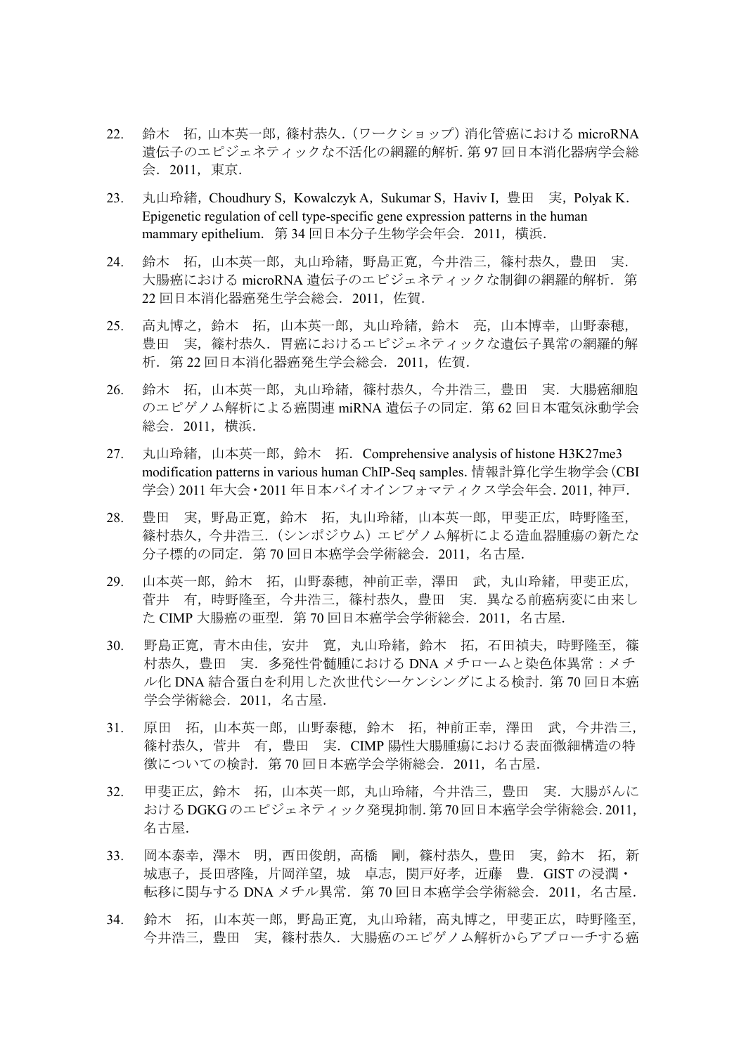22. 鈴木　拓，山本英一郎，篠村恭久．（ワークショップ）消化管癌における microRNA 遺伝子のエピジェネティックな不活化の網羅的解析. 第 97 回日本消化器病学会総会．2011，東京.

23. 丸山玲緒，Choudhury S，Kowalczyk A，Sukumar S，Haviv I，豊田　実，Polyak K．Epigenetic regulation of cell type-specific gene expression patterns in the human mammary epithelium．第 34 回日本分子生物学会年会．2011，横浜.

24. 鈴木　拓，山本英一郎，丸山玲緒，野島正寛，今井浩三，篠村恭久，豊田　実．大腸癌における microRNA 遺伝子のエピジェネティックな制御の網羅的解析．第 22 回日本消化器癌発生学会総会．2011，佐賀.

25. 高丸博之，鈴木　拓，山本英一郎，丸山玲緒，鈴木　亮，山本博幸，山野泰穂，豊田　実，篠村恭久．胃癌におけるエピジェネティックな遺伝子異常の網羅的解析．第 22 回日本消化器癌発生学会総会．2011，佐賀.

26. 鈴木　拓，山本英一郎，丸山玲緒，篠村恭久，今井浩三，豊田　実．大腸癌細胞のエピゲノム解析による癌関連 miRNA 遺伝子の同定．第 62 回日本電気泳動学会総会．2011，横浜.

27. 丸山玲緒，山本英一郎，鈴木　拓．Comprehensive analysis of histone H3K27me3 modification patterns in various human ChIP-Seq samples. 情報計算化学生物学会（CBI 学会）2011 年大会・2011 年日本バイオインフォマティクス学会年会. 2011，神戸.

28. 豊田　実，野島正寛，鈴木　拓，丸山玲緒，山本英一郎，甲斐正広，時野隆至，篠村恭久，今井浩三．（シンポジウム）エピゲノム解析による造血器腫瘍の新たな分子標的の同定．第 70 回日本癌学会学術総会．2011，名古屋.

29. 山本英一郎，鈴木　拓，山野泰穂，神前正幸，澤田　武，丸山玲緒，甲斐正広，菅井　有，時野隆至，今井浩三，篠村恭久，豊田　実．異なる前癌病変に由来した CIMP 大腸癌の亜型．第 70 回日本癌学会学術総会．2011，名古屋.

30. 野島正寛，青木由佳，安井　寛，丸山玲緒，鈴木　拓，石田禎夫，時野隆至，篠村恭久，豊田　実．多発性骨髄腫における DNA メチロームと染色体異常：メチル化 DNA 結合蛋白を利用した次世代シーケンシングによる検討．第 70 回日本癌学会学術総会．2011，名古屋.

31. 原田　拓，山本英一郎，山野泰穂，鈴木　拓，神前正幸，澤田　武，今井浩三，篠村恭久，菅井　有，豊田　実．CIMP 陽性大腸腫瘍における表面微細構造の特徴についての検討．第 70 回日本癌学会学術総会．2011，名古屋.

32. 甲斐正広，鈴木　拓，山本英一郎，丸山玲緒，今井浩三，豊田　実．大腸がんにおける DGKG のエピジェネティック発現抑制. 第 70 回日本癌学会学術総会. 2011，名古屋.

33. 岡本泰幸，澤木　明，西田俊朗，高橋　剛，篠村恭久，豊田　実，鈴木　拓，新城恵子，長田啓隆，片岡洋望，城　卓志，関戸好孝，近藤　豊．GIST の浸潤・転移に関与する DNA メチル異常．第 70 回日本癌学会学術総会．2011，名古屋.

34. 鈴木　拓，山本英一郎，野島正寛，丸山玲緒，高丸博之，甲斐正広，時野隆至，今井浩三，豊田　実，篠村恭久．大腸癌のエピゲノム解析からアプローチする癌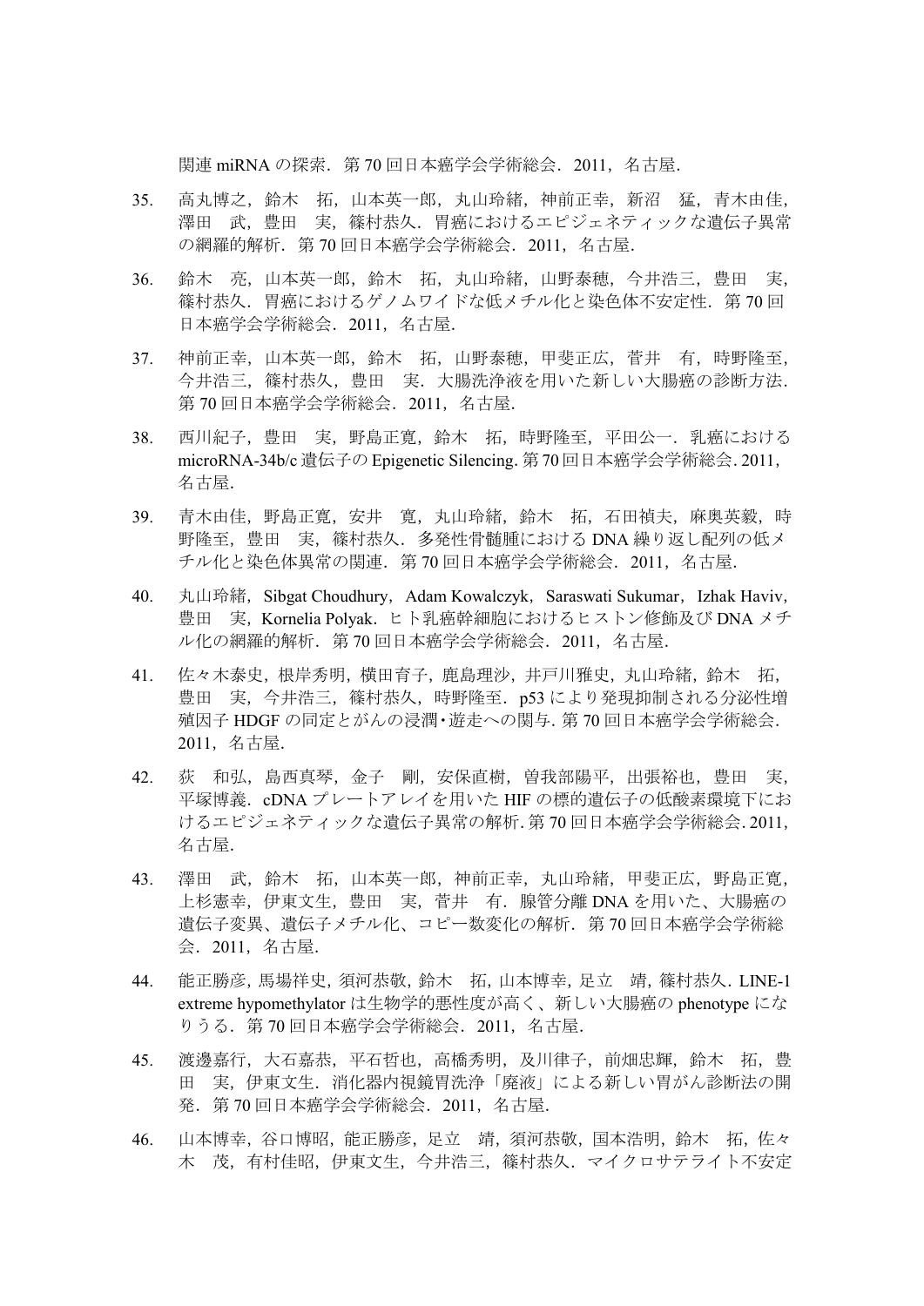関連 miRNA の探索．第 70 回日本癌学会学術総会．2011，名古屋．

35. 高丸博之，鈴木　拓，山本英一郎，丸山玲緒，神前正幸，新沼　猛，青木由佳，澤田　武，豊田　実，篠村恭久．胃癌におけるエピジェネティックな遺伝子異常の網羅的解析．第 70 回日本癌学会学術総会．2011，名古屋．

36. 鈴木　亮，山本英一郎，鈴木　拓，丸山玲緒，山野泰穂，今井浩三，豊田　実，篠村恭久．胃癌におけるゲノムワイドな低メチル化と染色体不安定性．第 70 回日本癌学会学術総会．2011，名古屋．

37. 神前正幸，山本英一郎，鈴木　拓，山野泰穂，甲斐正広，菅井　有，時野隆至，今井浩三，篠村恭久，豊田　実．大腸洗浄液を用いた新しい大腸癌の診断方法．第 70 回日本癌学会学術総会．2011，名古屋．

38. 西川紀子，豊田　実，野島正寛，鈴木　拓，時野隆至，平田公一．乳癌における microRNA-34b/c 遺伝子の Epigenetic Silencing. 第 70 回日本癌学会学術総会. 2011，名古屋.

39. 青木由佳，野島正寛，安井　寛，丸山玲緒，鈴木　拓，石田禎夫，麻奥英毅，時野隆至，豊田　実，篠村恭久．多発性骨髄腫における DNA 繰り返し配列の低メチル化と染色体異常の関連．第 70 回日本癌学会学術総会．2011，名古屋．

40. 丸山玲緒，Sibgat Choudhury，Adam Kowalczyk，Saraswati Sukumar，Izhak Haviv，豊田　実，Kornelia Polyak．ヒト乳癌幹細胞におけるヒストン修飾及び DNA メチル化の網羅的解析．第 70 回日本癌学会学術総会．2011，名古屋．

41. 佐々木泰史，根岸秀明，横田育子，鹿島理沙，井戸川雅史，丸山玲緒，鈴木　拓，豊田　実，今井浩三，篠村恭久，時野隆至．p53 により発現抑制される分泌性増殖因子 HDGF の同定とがんの浸潤･遊走への関与. 第 70 回日本癌学会学術総会. 2011，名古屋.

42. 荻　和弘，島西真琴，金子　剛，安保直樹，曽我部陽平，出張裕也，豊田　実，平塚博義．cDNA プレートアレイを用いた HIF の標的遺伝子の低酸素環境下におけるエピジェネティックな遺伝子異常の解析. 第 70 回日本癌学会学術総会. 2011，名古屋.

43. 澤田　武，鈴木　拓，山本英一郎，神前正幸，丸山玲緒，甲斐正広，野島正寛，上杉憲幸，伊東文生，豊田　実，菅井　有．腺管分離 DNA を用いた、大腸癌の遺伝子変異、遺伝子メチル化、コピー数変化の解析．第 70 回日本癌学会学術総会．2011，名古屋．

44. 能正勝彦, 馬場祥史, 須河恭敬, 鈴木　拓, 山本博幸, 足立　靖, 篠村恭久．LINE-1 extreme hypomethylator は生物学的悪性度が高く、新しい大腸癌の phenotype になりうる．第 70 回日本癌学会学術総会．2011，名古屋．

45. 渡邊嘉行，大石嘉恭，平石哲也，高橋秀明，及川律子，前畑忠輝，鈴木　拓，豊田　実，伊東文生．消化器内視鏡胃洗浄「廃液」による新しい胃がん診断法の開発．第 70 回日本癌学会学術総会．2011，名古屋．

46. 山本博幸，谷口博昭，能正勝彦，足立　靖，須河恭敬，国本浩明，鈴木　拓，佐々木　茂，有村佳昭，伊東文生，今井浩三，篠村恭久．マイクロサテライト不安定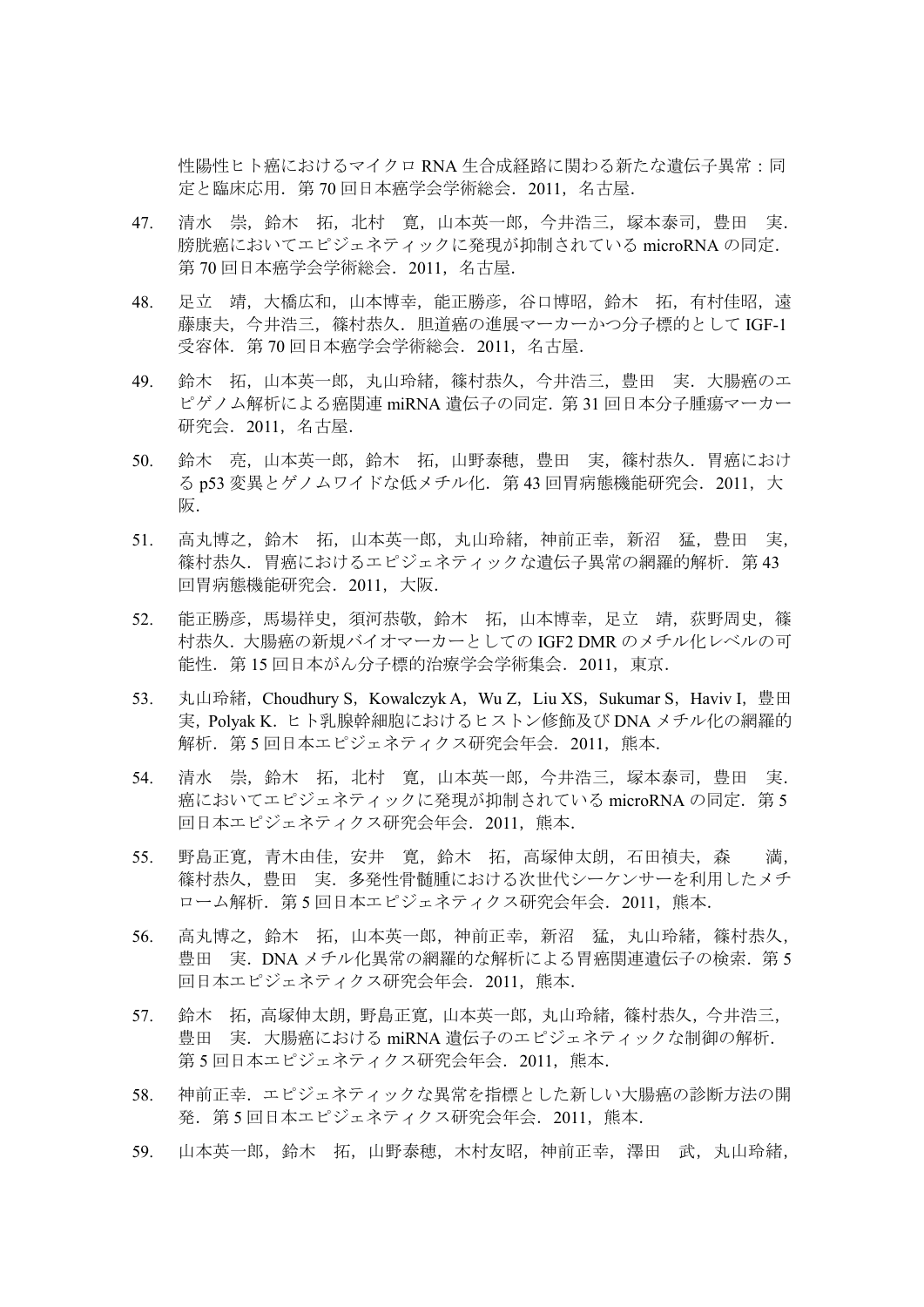性陽性ヒト癌におけるマイクロ RNA 生合成経路に関わる新たな遺伝子異常：同定と臨床応用．第 70 回日本癌学会学術総会．2011，名古屋．

47. 清水　崇，鈴木　拓，北村　寛，山本英一郎，今井浩三，塚本泰司，豊田　実．膀胱癌においてエピジェネティックに発現が抑制されている microRNA の同定．第 70 回日本癌学会学術総会．2011，名古屋．

48. 足立　靖，大橋広和，山本博幸，能正勝彦，谷口博昭，鈴木　拓，有村佳昭，遠藤康夫，今井浩三，篠村恭久．胆道癌の進展マーカーかつ分子標的として IGF-1 受容体．第 70 回日本癌学会学術総会．2011，名古屋．

49. 鈴木　拓，山本英一郎，丸山玲緒，篠村恭久，今井浩三，豊田　実．大腸癌のエピゲノム解析による癌関連 miRNA 遺伝子の同定．第 31 回日本分子腫瘍マーカー研究会．2011，名古屋．

50. 鈴木　亮，山本英一郎，鈴木　拓，山野泰穂，豊田　実，篠村恭久．胃癌における p53 変異とゲノムワイドな低メチル化．第 43 回胃病態機能研究会．2011，大阪．

51. 高丸博之，鈴木　拓，山本英一郎，丸山玲緒，神前正幸，新沼　猛，豊田　実，篠村恭久．胃癌におけるエピジェネティックな遺伝子異常の網羅的解析．第 43 回胃病態機能研究会．2011，大阪．

52. 能正勝彦，馬場祥史，須河恭敬，鈴木　拓，山本博幸，足立　靖，荻野周史，篠村恭久．大腸癌の新規バイオマーカーとしての IGF2 DMR のメチル化レベルの可能性．第 15 回日本がん分子標的治療学会学術集会．2011，東京．

53. 丸山玲緒，Choudhury S，Kowalczyk A，Wu Z，Liu XS，Sukumar S，Haviv I，豊田　実，Polyak K．ヒト乳腺幹細胞におけるヒストン修飾及び DNA メチル化の網羅的解析．第 5 回日本エピジェネティクス研究会年会．2011，熊本．

54. 清水　崇，鈴木　拓，北村　寛，山本英一郎，今井浩三，塚本泰司，豊田　実．癌においてエピジェネティックに発現が抑制されている microRNA の同定．第 5 回日本エピジェネティクス研究会年会．2011，熊本．

55. 野島正寛，青木由佳，安井　寛，鈴木　拓，高塚伸太朗，石田禎夫，森　満，篠村恭久，豊田　実．多発性骨髄腫における次世代シーケンサーを利用したメチローム解析．第 5 回日本エピジェネティクス研究会年会．2011，熊本．

56. 高丸博之，鈴木　拓，山本英一郎，神前正幸，新沼　猛，丸山玲緒，篠村恭久，豊田　実．DNA メチル化異常の網羅的な解析による胃癌関連遺伝子の検索．第 5 回日本エピジェネティクス研究会年会．2011，熊本．

57. 鈴木　拓，高塚伸太朗，野島正寛，山本英一郎，丸山玲緒，篠村恭久，今井浩三，豊田　実．大腸癌における miRNA 遺伝子のエピジェネティックな制御の解析．第 5 回日本エピジェネティクス研究会年会．2011，熊本．

58. 神前正幸．エピジェネティックな異常を指標とした新しい大腸癌の診断方法の開発．第 5 回日本エピジェネティクス研究会年会．2011，熊本．

59. 山本英一郎，鈴木　拓，山野泰穂，木村友昭，神前正幸，澤田　武，丸山玲緒，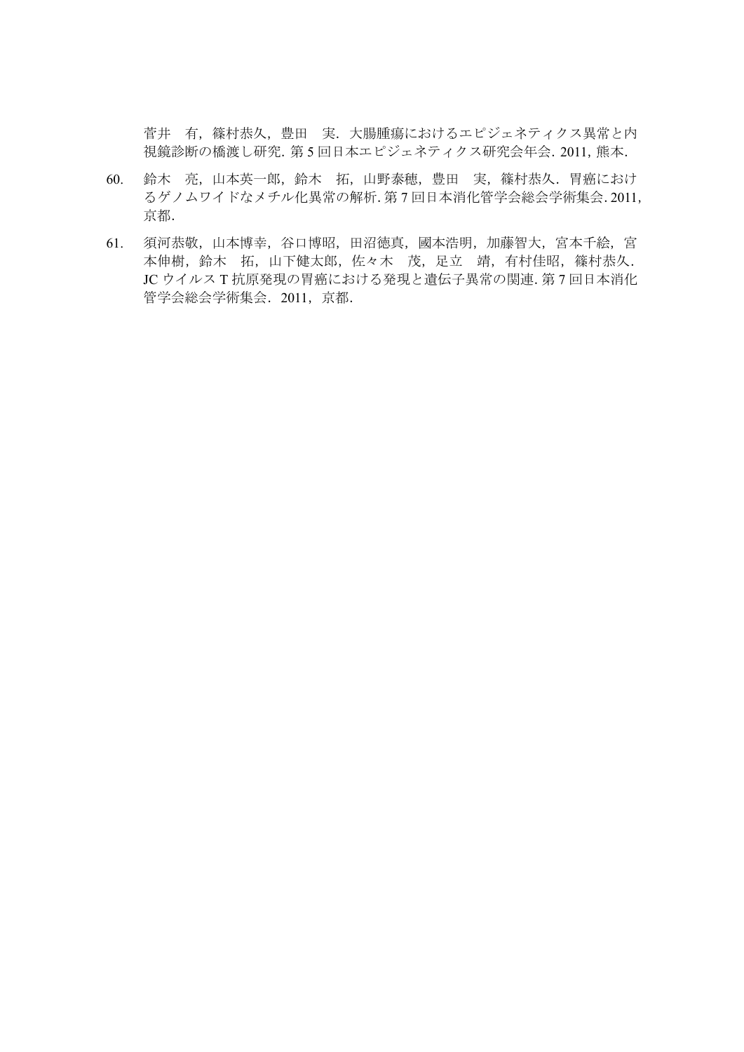菅井　有，篠村恭久，豊田　実．大腸腫瘍におけるエピジェネティクス異常と内視鏡診断の橋渡し研究. 第 5 回日本エピジェネティクス研究会年会. 2011, 熊本.

60. 鈴木　亮，山本英一郎，鈴木　拓，山野泰穂，豊田　実，篠村恭久．胃癌におけるゲノムワイドなメチル化異常の解析. 第 7 回日本消化管学会総会学術集会. 2011, 京都.

61. 須河恭敬，山本博幸，谷口博昭，田沼徳真，國本浩明，加藤智大，宮本千絵，宮本伸樹，鈴木　拓，山下健太郎，佐々木　茂，足立　靖，有村佳昭，篠村恭久．JC ウイルス T 抗原発現の胃癌における発現と遺伝子異常の関連. 第 7 回日本消化管学会総会学術集会．2011，京都.